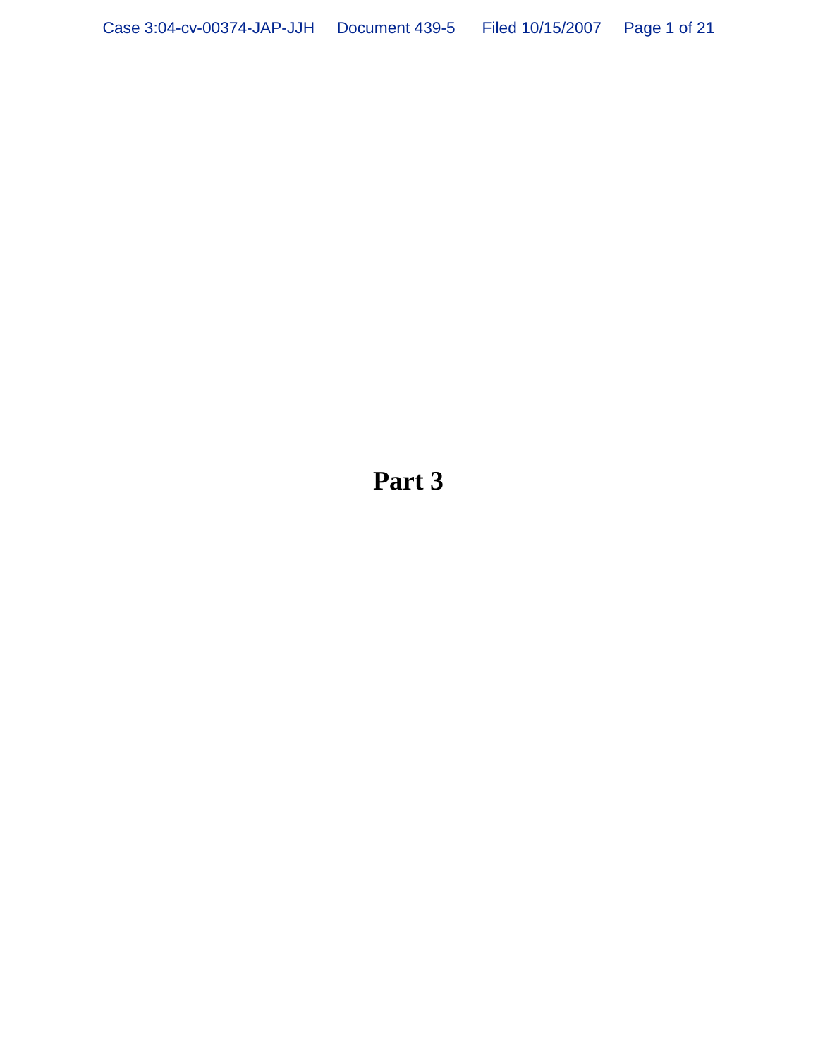# Part 3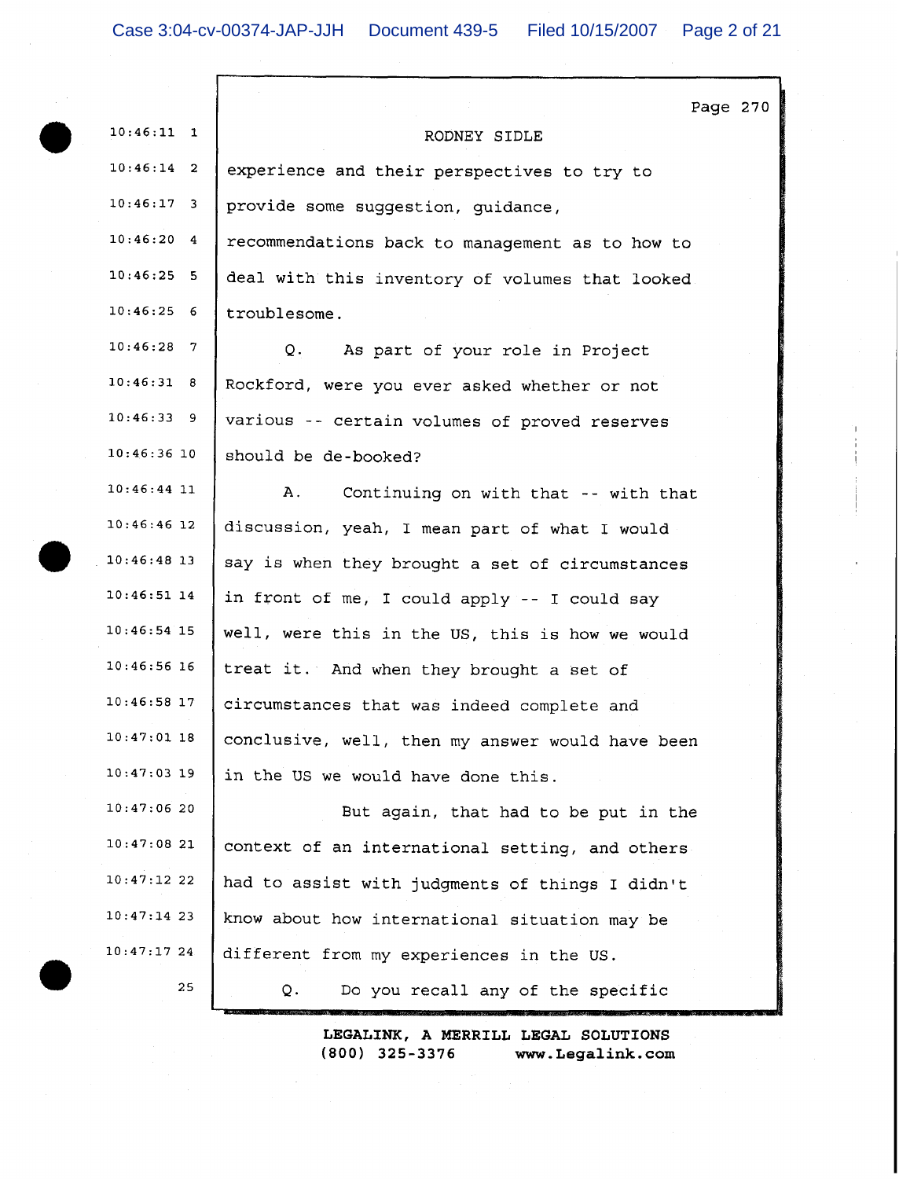RODNEY SIDLE

experience and their perspectives to try to provide some suggestion, guidance, recommendations back to management as to how to deal with this inventory of volumes that looked troublesome.

Q. As part of your role in Project Rockford, were you ever asked whether or not various -- certain volumes of proved reserves should be de-booked?

A. Continuing on with that -- with that discussion, yeah, I mean part of what I would say is when they brought a set of circumstances in front of me, I could apply -- I could say well, were this in the US, this is how we would treat it. And when they brought a set of circumstances that was indeed complete and conclusive, well, then my answer would have been in the US we would have done this.

But again, that had to be put in the context of an international setting, and others had to assist with judgments of things I didn't know about how international situation may be different from my experiences in the US.

Q. Do you recall any of the specific

LEGALINK, A MERRILL LEGAL SOLUTIONS
(800) 325-3376 www.Legalink.com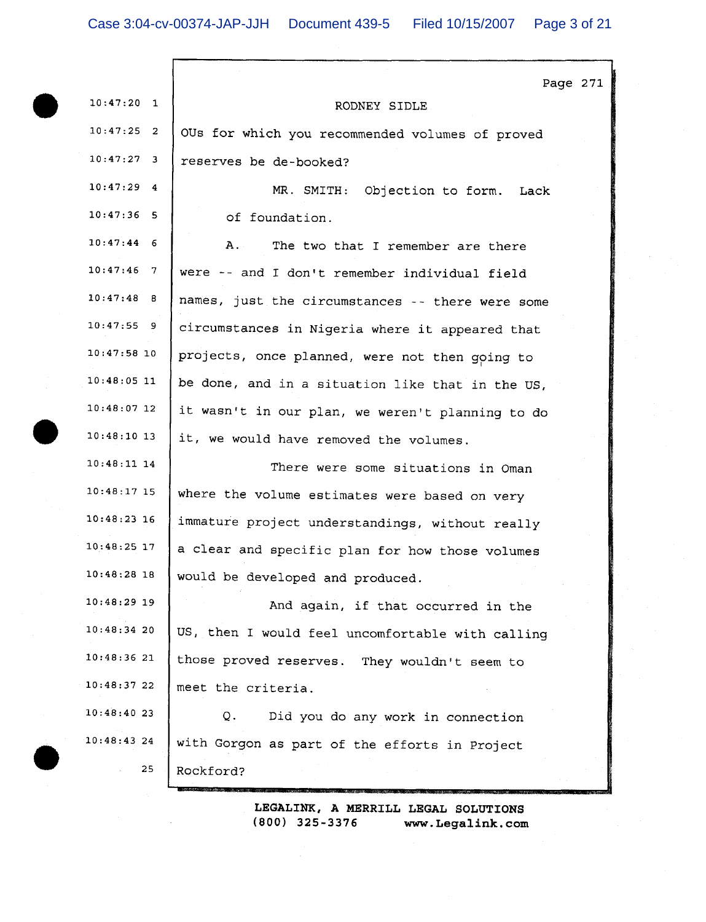RODNEY SIDLE

OUs for which you recommended volumes of proved reserves be de-booked?

MR. SMITH: Objection to form. Lack of foundation.

A. The two that I remember are there were -- and I don't remember individual field names, just the circumstances -- there were some circumstances in Nigeria where it appeared that projects, once planned, were not then going to be done, and in a situation like that in the US, it wasn't in our plan, we weren't planning to do it, we would have removed the volumes.

There were some situations in Oman where the volume estimates were based on very immature project understandings, without really a clear and specific plan for how those volumes would be developed and produced.

And again, if that occurred in the US, then I would feel uncomfortable with calling those proved reserves. They wouldn't seem to meet the criteria.

Q. Did you do any work in connection with Gorgon as part of the efforts in Project Rockford?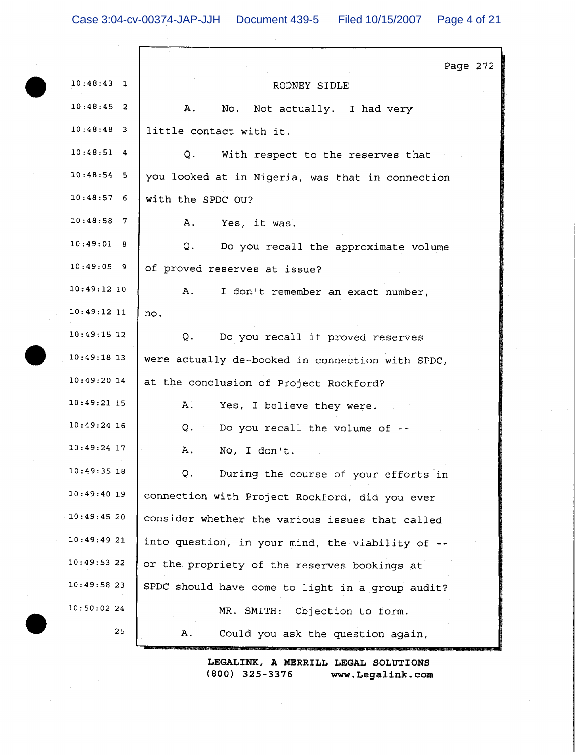RODNEY SIDLE

A. No. Not actually. I had very little contact with it.

Q. With respect to the reserves that you looked at in Nigeria, was that in connection with the SPDC OU?

A. Yes, it was.

Q. Do you recall the approximate volume of proved reserves at issue?

A. I don't remember an exact number, no.

Q. Do you recall if proved reserves were actually de-booked in connection with SPDC, at the conclusion of Project Rockford?

A. Yes, I believe they were.

Q. Do you recall the volume of --

A. No, I don't.

Q. During the course of your efforts in connection with Project Rockford, did you ever consider whether the various issues that called into question, in your mind, the viability of -- or the propriety of the reserves bookings at SPDC should have come to light in a group audit?

MR. SMITH: Objection to form.

A. Could you ask the question again,

LEGALINK, A MERRILL LEGAL SOLUTIONS
(800) 325-3376 www.Legalink.com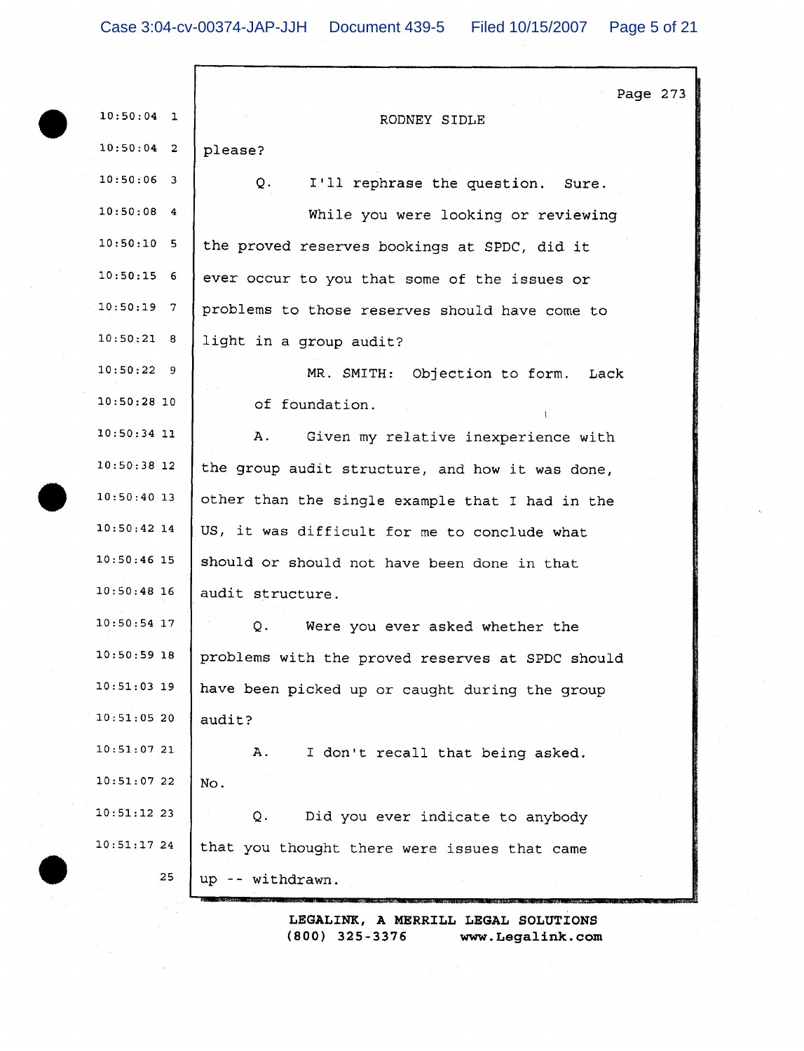RODNEY SIDLE

please?

Q. I'll rephrase the question. Sure.

While you were looking or reviewing the proved reserves bookings at SPDC, did it ever occur to you that some of the issues or problems to those reserves should have come to light in a group audit?

MR. SMITH: Objection to form. Lack of foundation.

A. Given my relative inexperience with the group audit structure, and how it was done, other than the single example that I had in the US, it was difficult for me to conclude what should or should not have been done in that audit structure.

Q. Were you ever asked whether the problems with the proved reserves at SPDC should have been picked up or caught during the group audit?

A. I don't recall that being asked. No.

Q. Did you ever indicate to anybody that you thought there were issues that came up -- withdrawn.

LEGALINK, A MERRILL LEGAL SOLUTIONS
(800) 325-3376 www.Legalink.com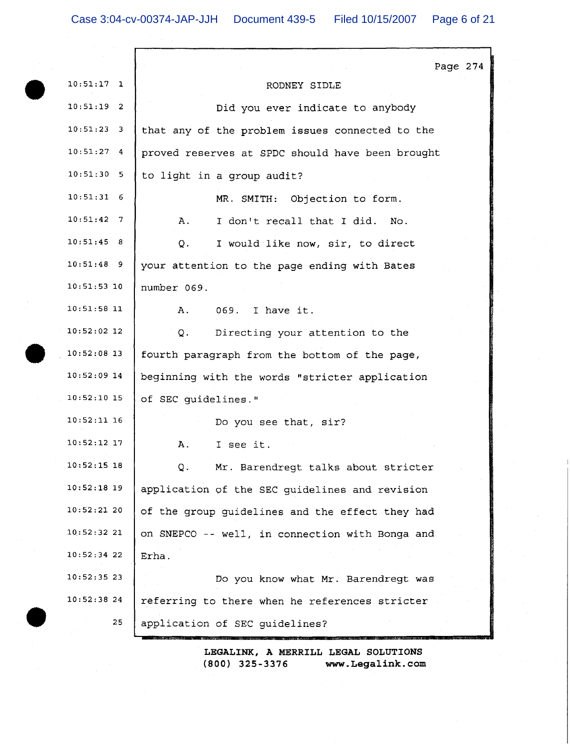RODNEY SIDLE

Did you ever indicate to anybody that any of the problem issues connected to the proved reserves at SPDC should have been brought to light in a group audit?

MR. SMITH: Objection to form.

A. I don't recall that I did. No.

Q. I would like now, sir, to direct your attention to the page ending with Bates number 069.

A. 069. I have it.

Q. Directing your attention to the fourth paragraph from the bottom of the page, beginning with the words "stricter application of SEC guidelines."

Do you see that, sir?

A. I see it.

Q. Mr. Barendregt talks about stricter application of the SEC guidelines and revision of the group guidelines and the effect they had on SNEPCO -- well, in connection with Bonga and Erha.

Do you know what Mr. Barendregt was referring to there when he references stricter application of SEC guidelines?

LEGALINK, A MERRILL LEGAL SOLUTIONS
(800) 325-3376 www.Legalink.com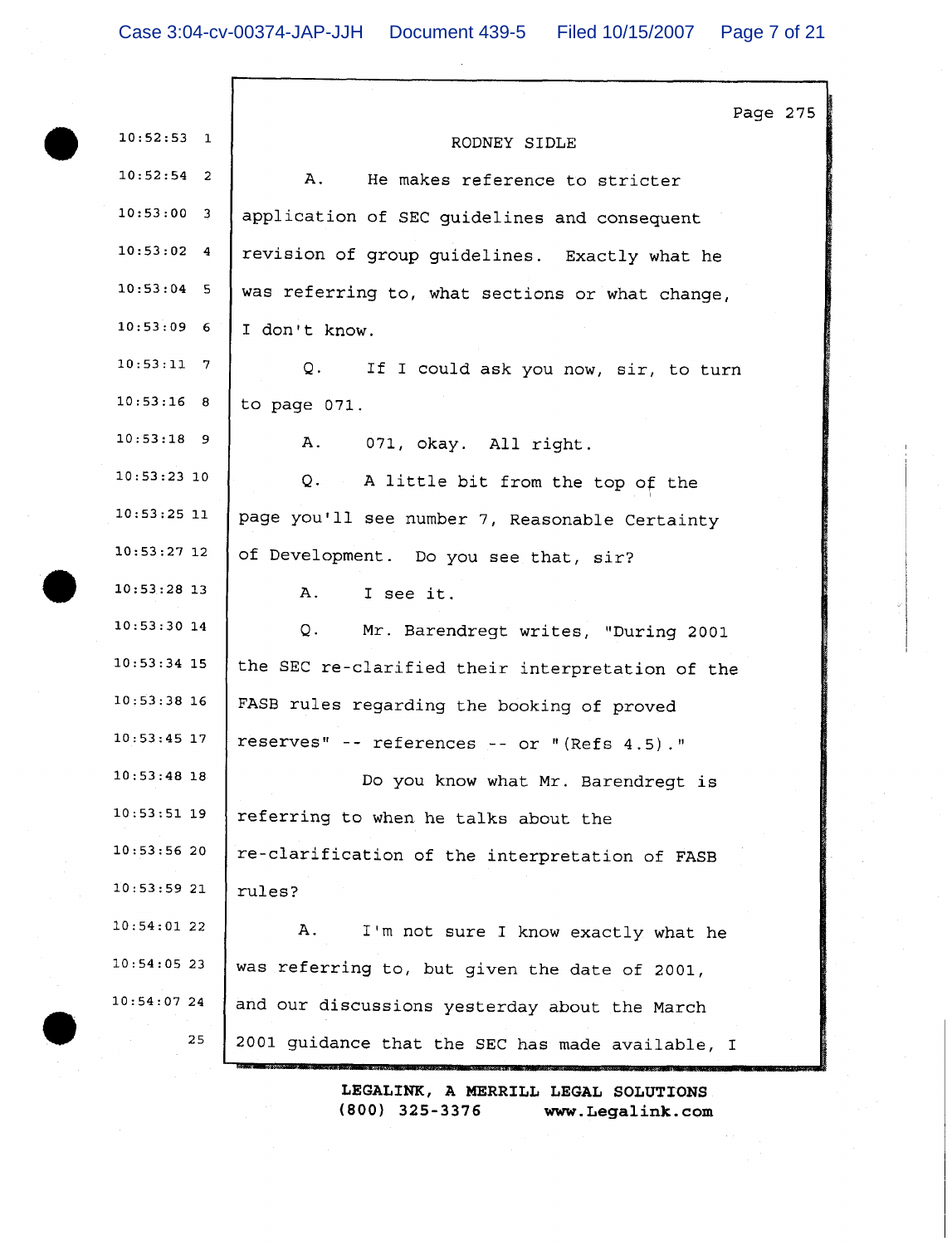RODNEY SIDLE

A. He makes reference to stricter application of SEC guidelines and consequent revision of group guidelines. Exactly what he was referring to, what sections or what change, I don't know.

Q. If I could ask you now, sir, to turn to page 071.

A. 071, okay. All right.

Q. A little bit from the top of the page you'll see number 7, Reasonable Certainty of Development. Do you see that, sir?

A. I see it.

Q. Mr. Barendregt writes, "During 2001 the SEC re-clarified their interpretation of the FASB rules regarding the booking of proved reserves" -- references -- or "(Refs 4.5)."

Do you know what Mr. Barendregt is referring to when he talks about the re-clarification of the interpretation of FASB rules?

A. I'm not sure I know exactly what he was referring to, but given the date of 2001, and our discussions yesterday about the March 2001 guidance that the SEC has made available, I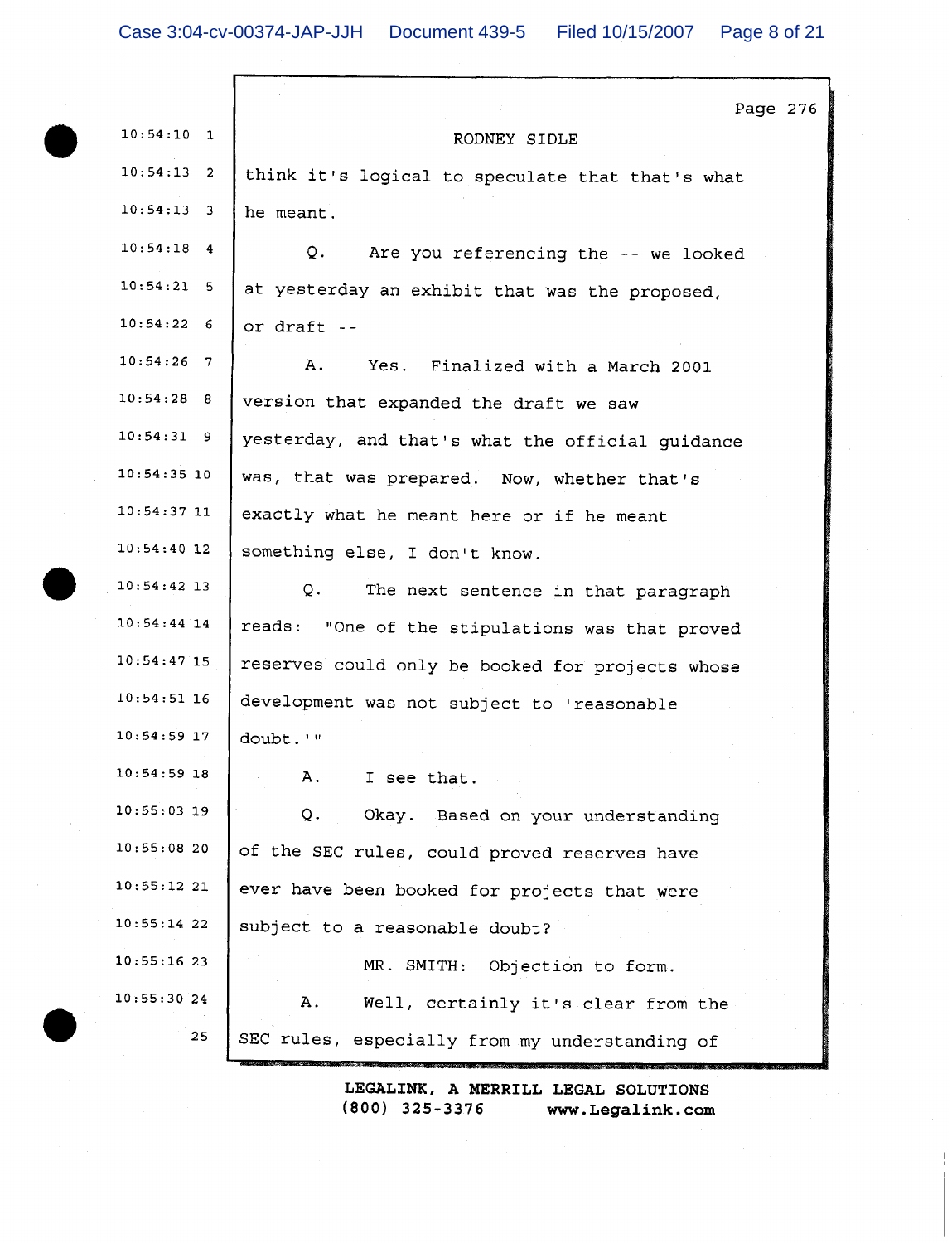RODNEY SIDLE

think it's logical to speculate that that's what he meant.

Q. Are you referencing the -- we looked at yesterday an exhibit that was the proposed, or draft --

A. Yes. Finalized with a March 2001 version that expanded the draft we saw yesterday, and that's what the official guidance was, that was prepared. Now, whether that's exactly what he meant here or if he meant something else, I don't know.

Q. The next sentence in that paragraph reads: "One of the stipulations was that proved reserves could only be booked for projects whose development was not subject to 'reasonable doubt.'"

A. I see that.

Q. Okay. Based on your understanding of the SEC rules, could proved reserves have ever have been booked for projects that were subject to a reasonable doubt?

MR. SMITH: Objection to form.

A. Well, certainly it's clear from the SEC rules, especially from my understanding of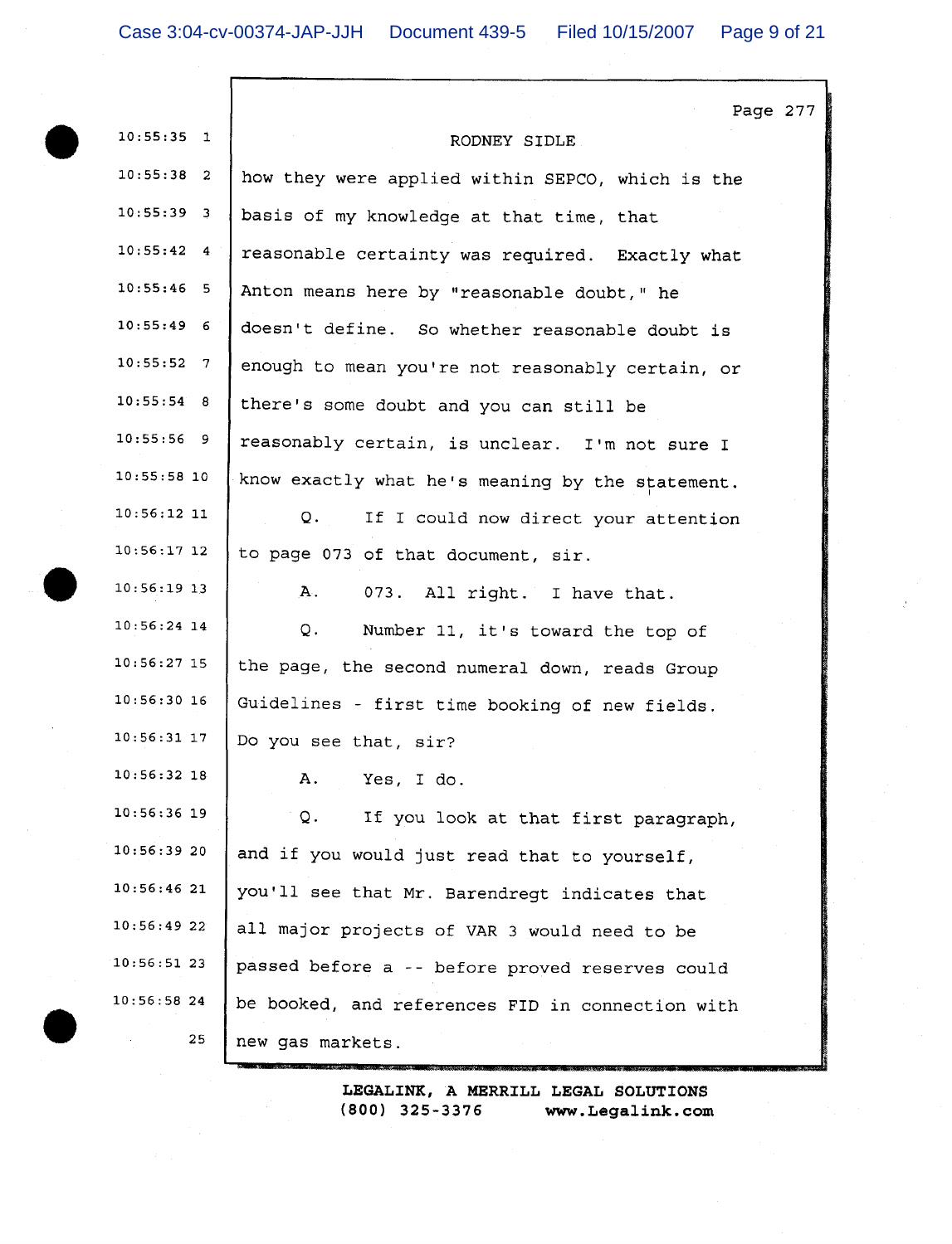RODNEY SIDLE

how they were applied within SEPCO, which is the basis of my knowledge at that time, that reasonable certainty was required. Exactly what Anton means here by "reasonable doubt," he doesn't define. So whether reasonable doubt is enough to mean you're not reasonably certain, or there's some doubt and you can still be reasonably certain, is unclear. I'm not sure I know exactly what he's meaning by the statement.

Q. If I could now direct your attention to page 073 of that document, sir.

A. 073. All right. I have that.

Q. Number 11, it's toward the top of the page, the second numeral down, reads Group Guidelines - first time booking of new fields. Do you see that, sir?

A. Yes, I do.

Q. If you look at that first paragraph, and if you would just read that to yourself, you'll see that Mr. Barendregt indicates that all major projects of VAR 3 would need to be passed before a -- before proved reserves could be booked, and references FID in connection with new gas markets.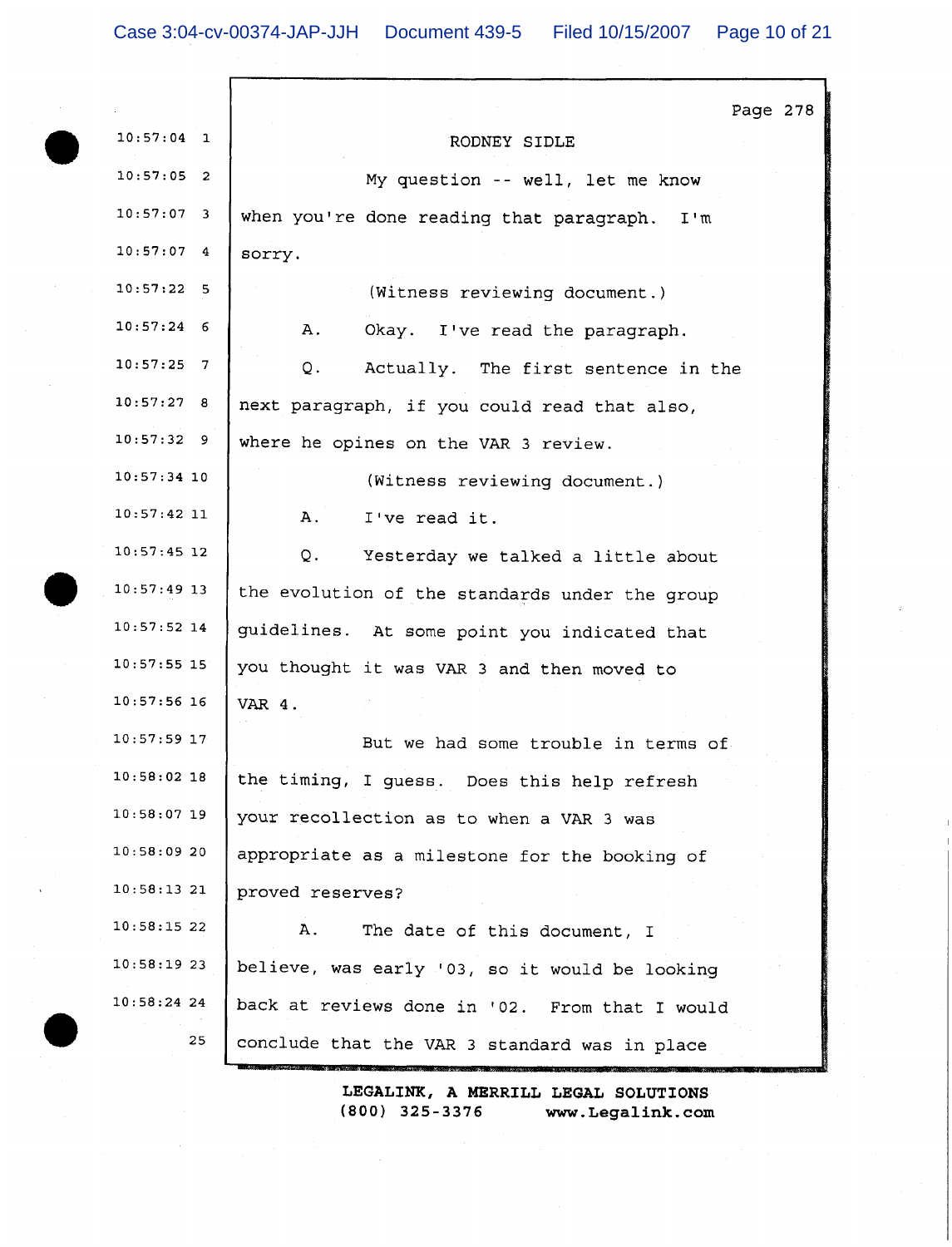RODNEY SIDLE

My question -- well, let me know when you're done reading that paragraph. I'm sorry.

(Witness reviewing document.)

A. Okay. I've read the paragraph.

Q. Actually. The first sentence in the next paragraph, if you could read that also, where he opines on the VAR 3 review.

(Witness reviewing document.)

A. I've read it.

Q. Yesterday we talked a little about the evolution of the standards under the group guidelines. At some point you indicated that you thought it was VAR 3 and then moved to VAR 4.

But we had some trouble in terms of the timing, I guess. Does this help refresh your recollection as to when a VAR 3 was appropriate as a milestone for the booking of proved reserves?

A. The date of this document, I believe, was early '03, so it would be looking back at reviews done in '02. From that I would conclude that the VAR 3 standard was in place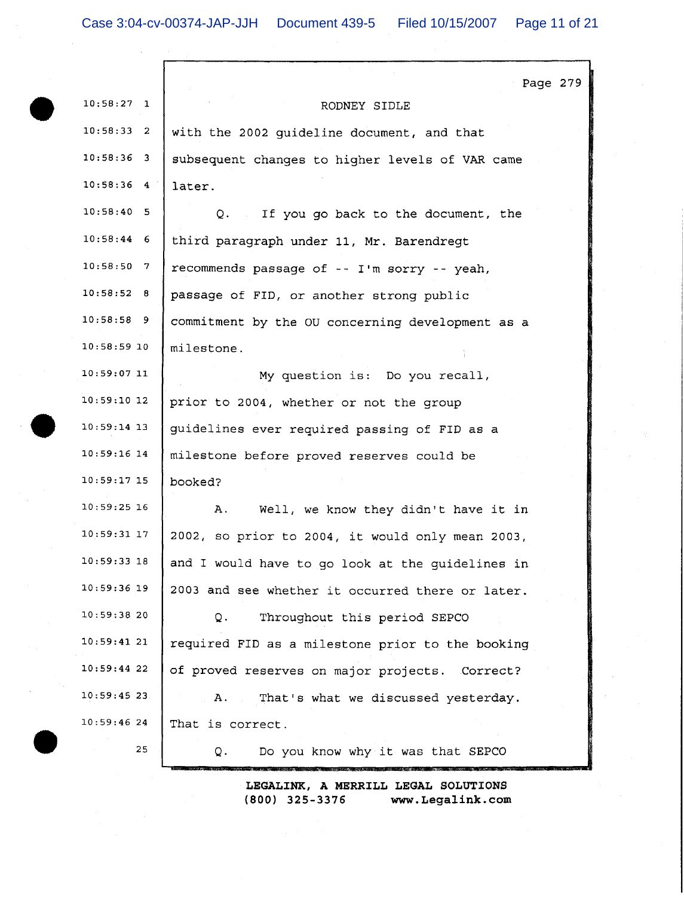RODNEY SIDLE

with the 2002 guideline document, and that subsequent changes to higher levels of VAR came later.

Q. If you go back to the document, the third paragraph under 11, Mr. Barendregt recommends passage of -- I'm sorry -- yeah, passage of FID, or another strong public commitment by the OU concerning development as a milestone.

My question is: Do you recall, prior to 2004, whether or not the group guidelines ever required passing of FID as a milestone before proved reserves could be booked?

A. Well, we know they didn't have it in 2002, so prior to 2004, it would only mean 2003, and I would have to go look at the guidelines in 2003 and see whether it occurred there or later.

Q. Throughout this period SEPCO required FID as a milestone prior to the booking of proved reserves on major projects. Correct?

A. That's what we discussed yesterday. That is correct.

Q. Do you know why it was that SEPCO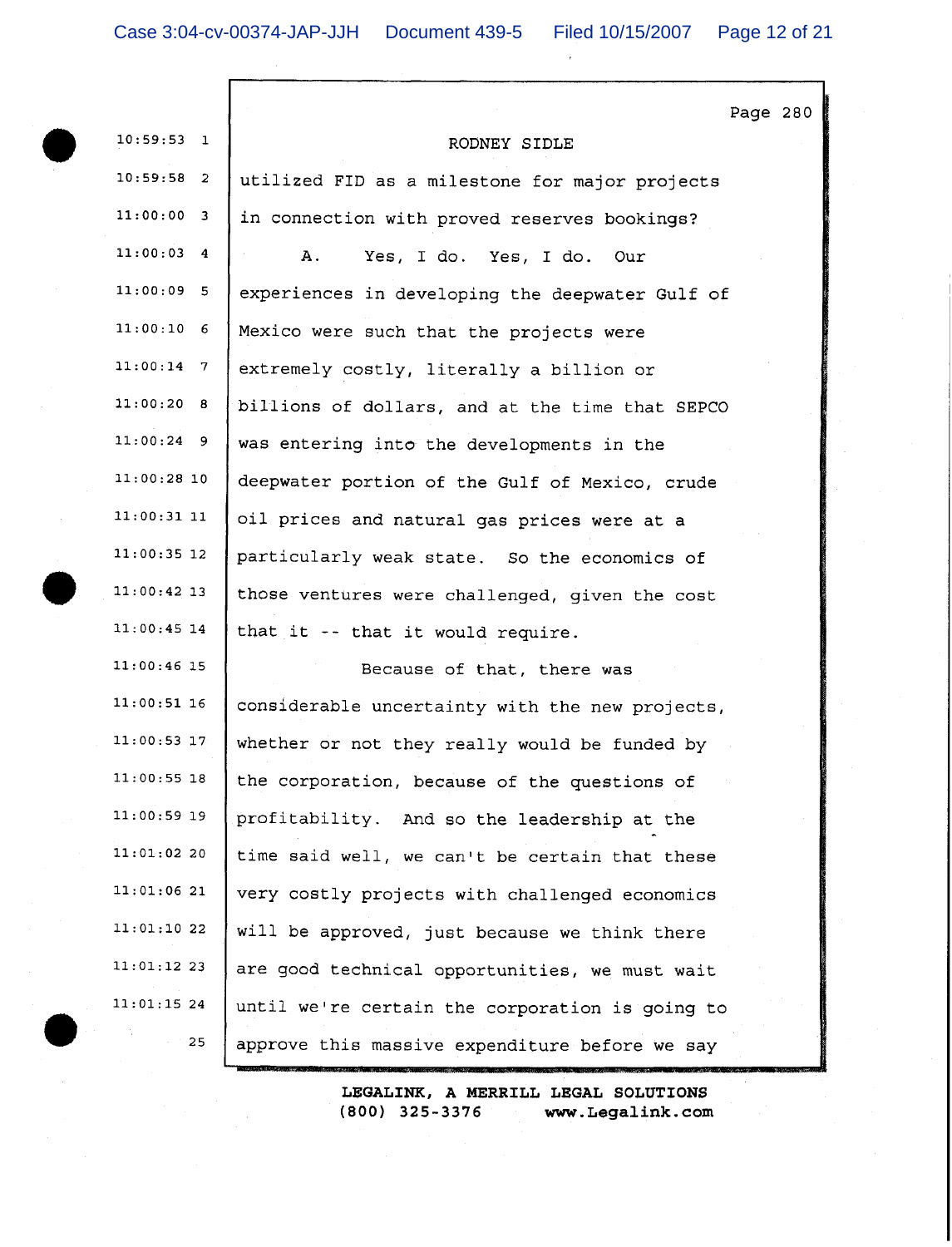Page 280

RODNEY SIDLE

utilized FID as a milestone for major projects in connection with proved reserves bookings?

A. Yes, I do. Yes, I do. Our experiences in developing the deepwater Gulf of Mexico were such that the projects were extremely costly, literally a billion or billions of dollars, and at the time that SEPCO was entering into the developments in the deepwater portion of the Gulf of Mexico, crude oil prices and natural gas prices were at a particularly weak state. So the economics of those ventures were challenged, given the cost that it -- that it would require.

Because of that, there was considerable uncertainty with the new projects, whether or not they really would be funded by the corporation, because of the questions of profitability. And so the leadership at the time said well, we can't be certain that these very costly projects with challenged economics will be approved, just because we think there are good technical opportunities, we must wait until we're certain the corporation is going to approve this massive expenditure before we say

LEGALINK, A MERRILL LEGAL SOLUTIONS
(800) 325-3376 www.Legalink.com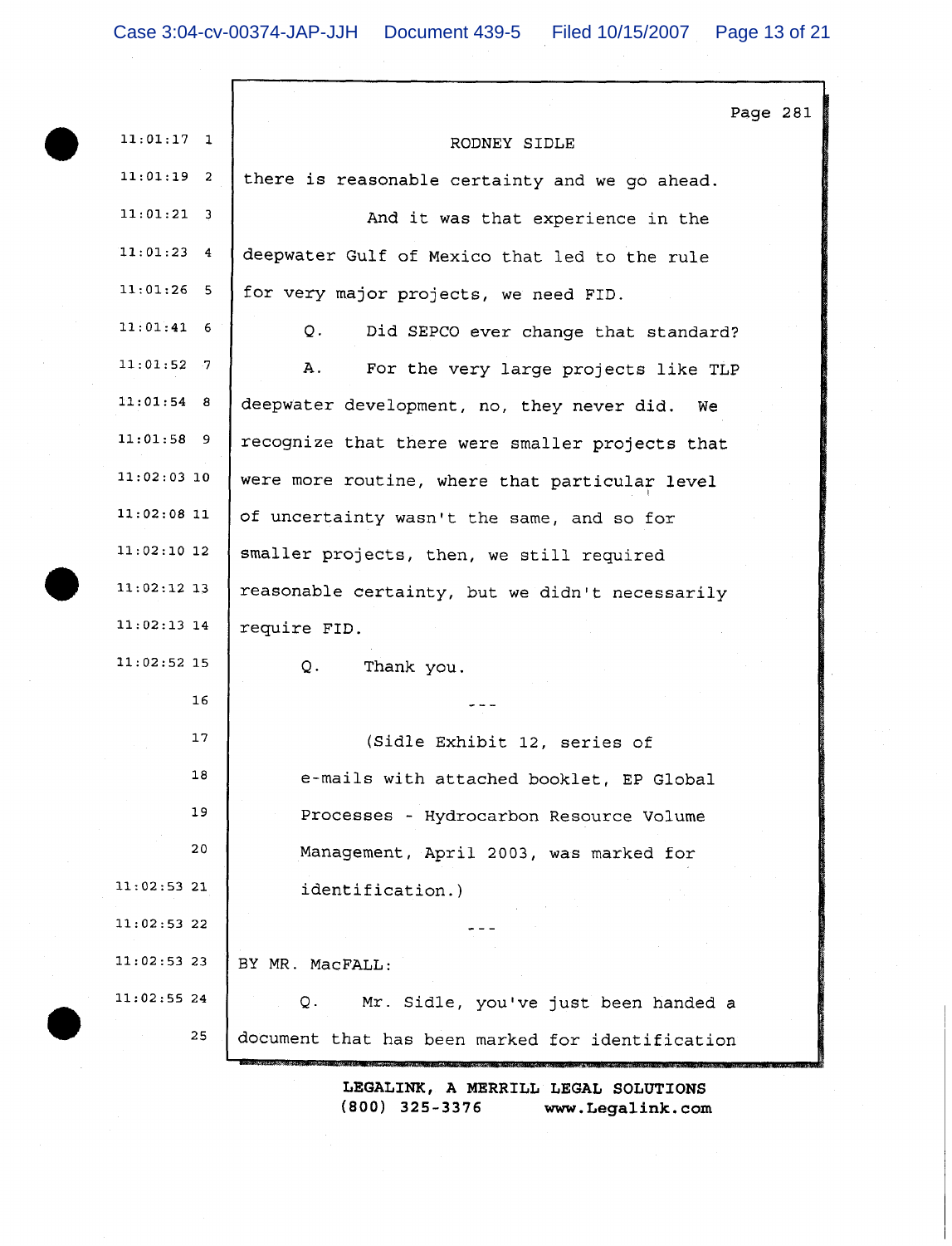RODNEY SIDLE

there is reasonable certainty and we go ahead.

And it was that experience in the deepwater Gulf of Mexico that led to the rule for very major projects, we need FID.

Q. Did SEPCO ever change that standard?

A. For the very large projects like TLP deepwater development, no, they never did. We recognize that there were smaller projects that were more routine, where that particular level of uncertainty wasn't the same, and so for smaller projects, then, we still required reasonable certainty, but we didn't necessarily require FID.

Q. Thank you.

---

(Sidle Exhibit 12, series of e-mails with attached booklet, EP Global Processes - Hydrocarbon Resource Volume Management, April 2003, was marked for identification.)

---

BY MR. MacFALL:

Q. Mr. Sidle, you've just been handed a document that has been marked for identification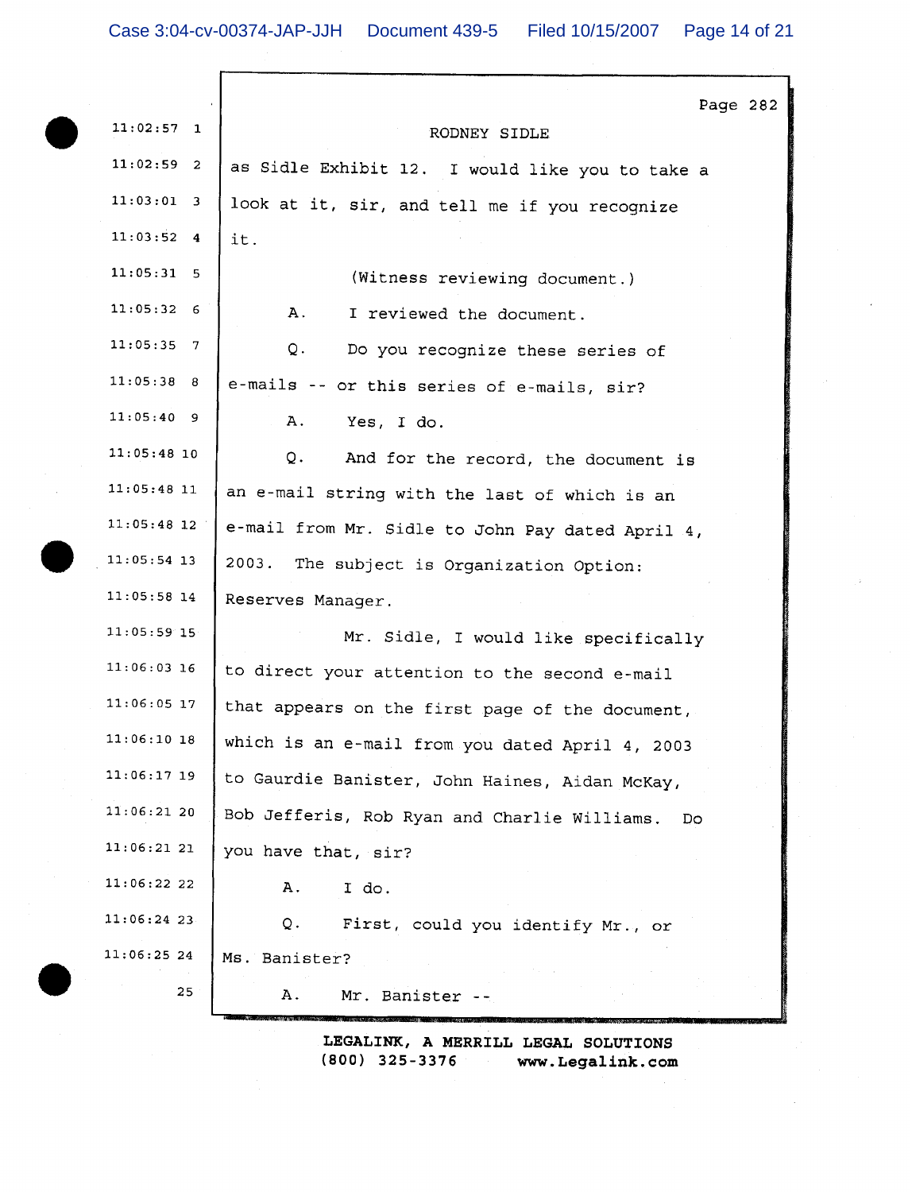RODNEY SIDLE

as Sidle Exhibit 12. I would like you to take a look at it, sir, and tell me if you recognize it.

(Witness reviewing document.)

A. I reviewed the document.

Q. Do you recognize these series of e-mails -- or this series of e-mails, sir?

A. Yes, I do.

Q. And for the record, the document is an e-mail string with the last of which is an e-mail from Mr. Sidle to John Pay dated April 4, 2003. The subject is Organization Option: Reserves Manager.

Mr. Sidle, I would like specifically to direct your attention to the second e-mail that appears on the first page of the document, which is an e-mail from you dated April 4, 2003 to Gaurdie Banister, John Haines, Aidan McKay, Bob Jefferis, Rob Ryan and Charlie Williams. Do you have that, sir?

A. I do.

Q. First, could you identify Mr., or Ms. Banister?

A. Mr. Banister --

LEGALINK, A MERRILL LEGAL SOLUTIONS
(800) 325-3376 www.Legalink.com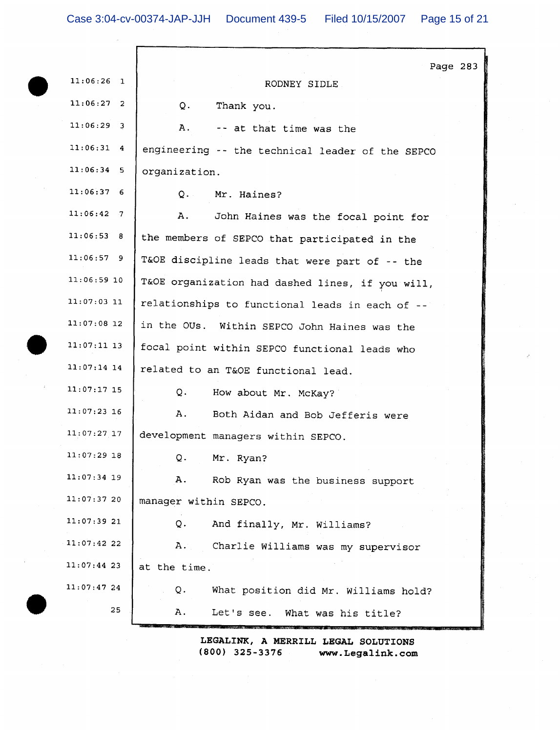RODNEY SIDLE

Q. Thank you.

A. -- at that time was the engineering -- the technical leader of the SEPCO organization.

Q. Mr. Haines?

A. John Haines was the focal point for the members of SEPCO that participated in the T&OE discipline leads that were part of -- the T&OE organization had dashed lines, if you will, relationships to functional leads in each of -- in the OUs. Within SEPCO John Haines was the focal point within SEPCO functional leads who related to an T&OE functional lead.

Q. How about Mr. McKay?

A. Both Aidan and Bob Jefferis were development managers within SEPCO.

Q. Mr. Ryan?

A. Rob Ryan was the business support manager within SEPCO.

Q. And finally, Mr. Williams?

A. Charlie Williams was my supervisor at the time.

Q. What position did Mr. Williams hold?

A. Let's see. What was his title?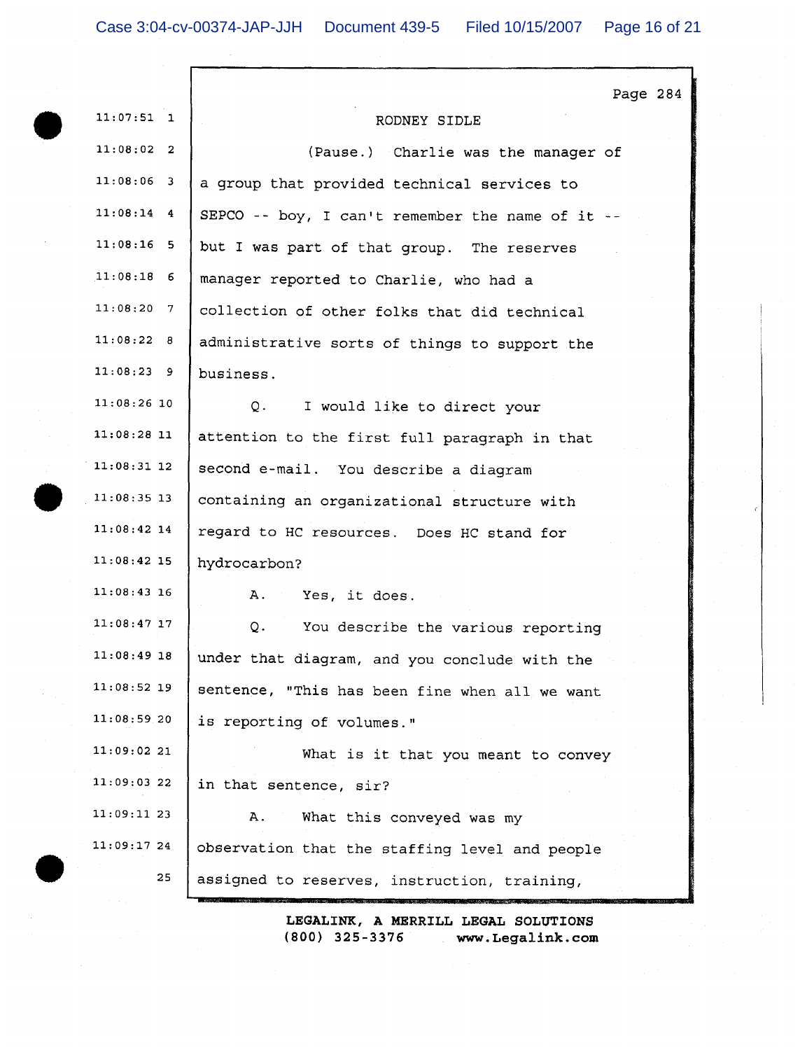RODNEY SIDLE

(Pause.) Charlie was the manager of a group that provided technical services to SEPCO -- boy, I can't remember the name of it -- but I was part of that group. The reserves manager reported to Charlie, who had a collection of other folks that did technical administrative sorts of things to support the business.

Q. I would like to direct your attention to the first full paragraph in that second e-mail. You describe a diagram containing an organizational structure with regard to HC resources. Does HC stand for hydrocarbon?

A. Yes, it does.

Q. You describe the various reporting under that diagram, and you conclude with the sentence, "This has been fine when all we want is reporting of volumes."

What is it that you meant to convey in that sentence, sir?

A. What this conveyed was my observation that the staffing level and people assigned to reserves, instruction, training,

LEGALINK, A MERRILL LEGAL SOLUTIONS
(800) 325-3376 www.Legalink.com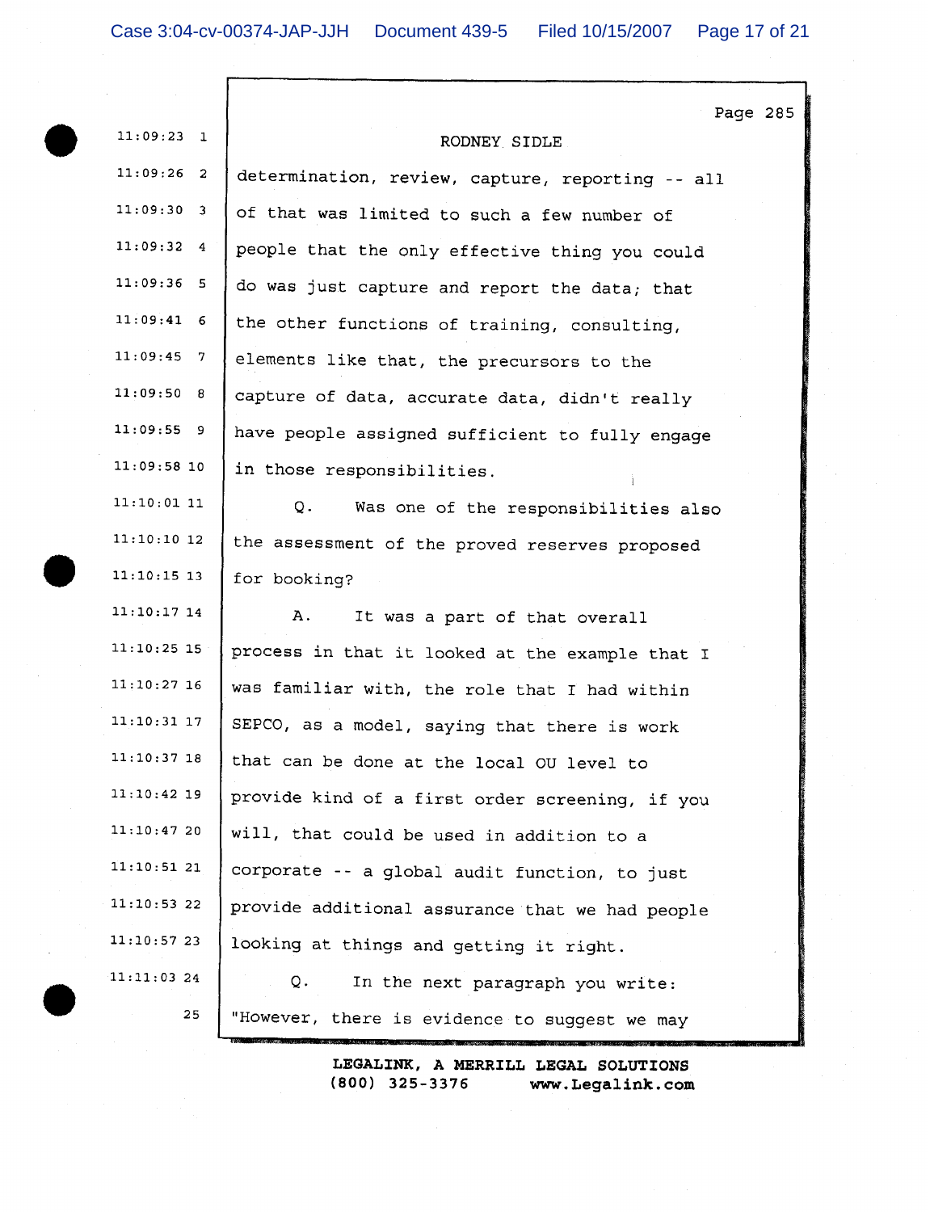RODNEY SIDLE

determination, review, capture, reporting -- all of that was limited to such a few number of people that the only effective thing you could do was just capture and report the data; that the other functions of training, consulting, elements like that, the precursors to the capture of data, accurate data, didn't really have people assigned sufficient to fully engage in those responsibilities.

Q. Was one of the responsibilities also the assessment of the proved reserves proposed for booking?

A. It was a part of that overall process in that it looked at the example that I was familiar with, the role that I had within SEPCO, as a model, saying that there is work that can be done at the local OU level to provide kind of a first order screening, if you will, that could be used in addition to a corporate -- a global audit function, to just provide additional assurance that we had people looking at things and getting it right.

Q. In the next paragraph you write: "However, there is evidence to suggest we may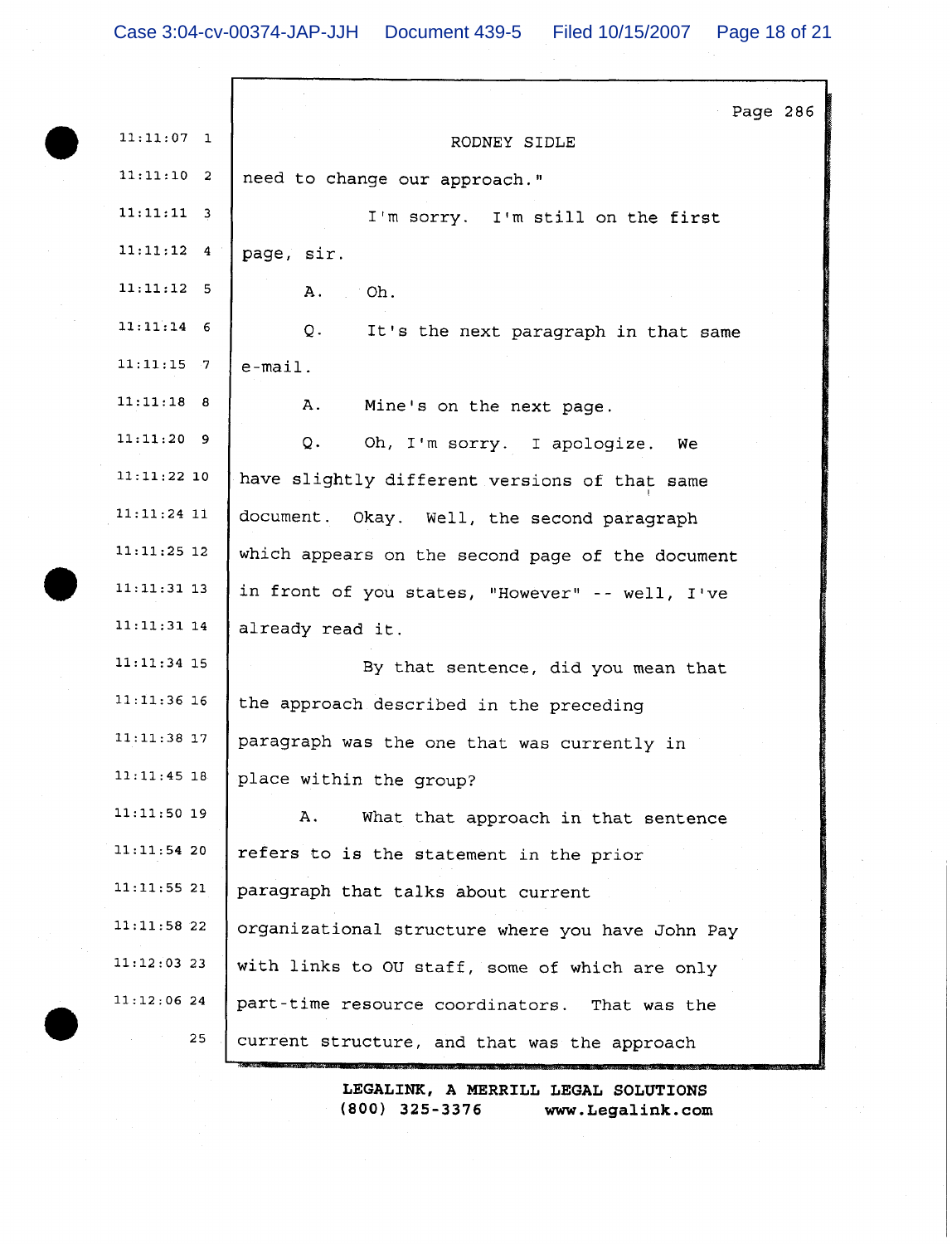RODNEY SIDLE

| | | |
|---|---|---|
| 11:11:07 | 1 | RODNEY SIDLE |
| 11:11:10 | 2 | need to change our approach." |
| 11:11:11 | 3 | I'm sorry. I'm still on the first |
| 11:11:12 | 4 | page, sir. |
| 11:11:12 | 5 | A. Oh. |
| 11:11:14 | 6 | Q. It's the next paragraph in that same |
| 11:11:15 | 7 | e-mail. |
| 11:11:18 | 8 | A. Mine's on the next page. |
| 11:11:20 | 9 | Q. Oh, I'm sorry. I apologize. We |
| 11:11:22 | 10 | have slightly different versions of that same |
| 11:11:24 | 11 | document. Okay. Well, the second paragraph |
| 11:11:25 | 12 | which appears on the second page of the document |
| 11:11:31 | 13 | in front of you states, "However" -- well, I've |
| 11:11:31 | 14 | already read it. |
| 11:11:34 | 15 | By that sentence, did you mean that |
| 11:11:36 | 16 | the approach described in the preceding |
| 11:11:38 | 17 | paragraph was the one that was currently in |
| 11:11:45 | 18 | place within the group? |
| 11:11:50 | 19 | A. What that approach in that sentence |
| 11:11:54 | 20 | refers to is the statement in the prior |
| 11:11:55 | 21 | paragraph that talks about current |
| 11:11:58 | 22 | organizational structure where you have John Pay |
| 11:12:03 | 23 | with links to OU staff, some of which are only |
| 11:12:06 | 24 | part-time resource coordinators. That was the |
| | 25 | current structure, and that was the approach |

LEGALINK, A MERRILL LEGAL SOLUTIONS
(800) 325-3376 www.Legalink.com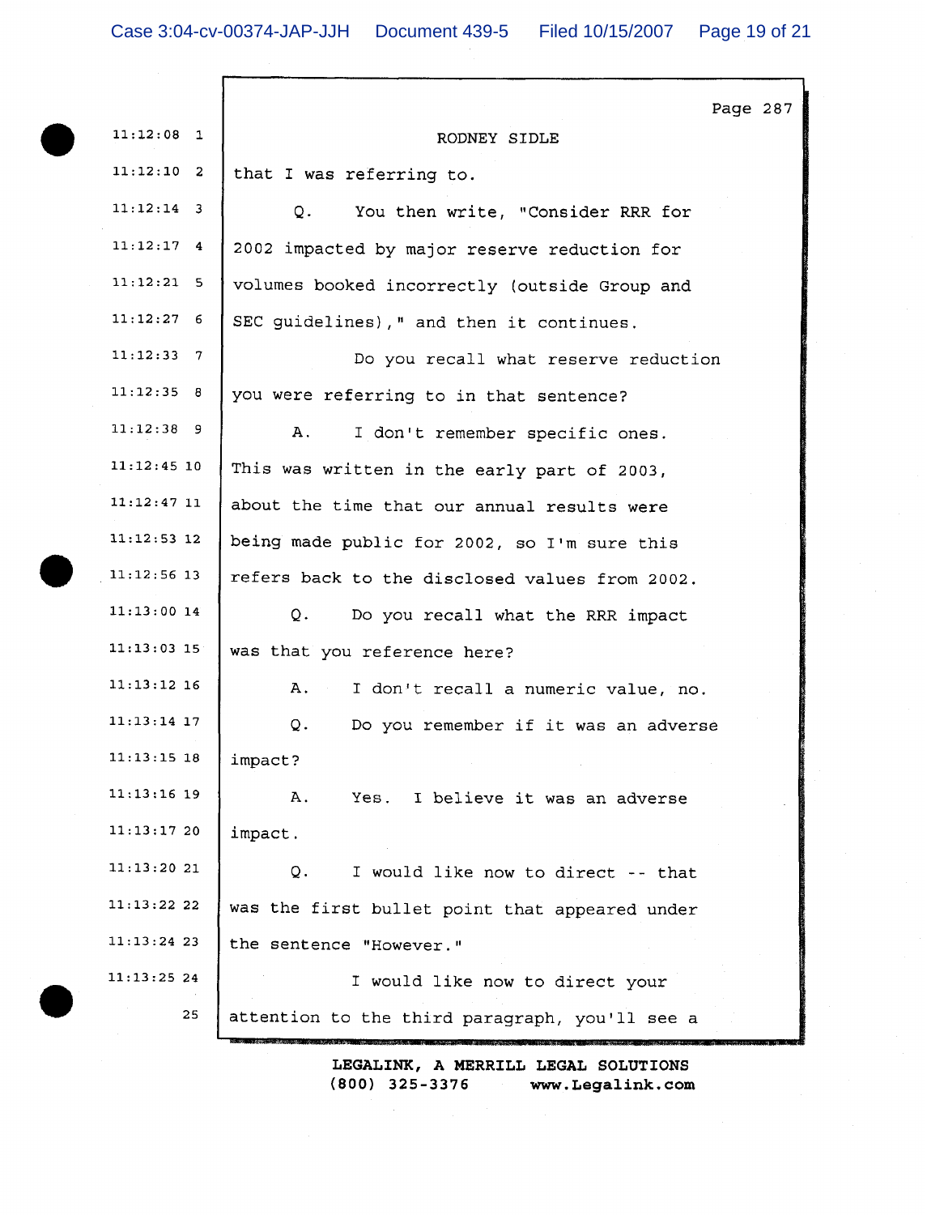Page 287

RODNEY SIDLE

that I was referring to.

Q. You then write, "Consider RRR for 2002 impacted by major reserve reduction for volumes booked incorrectly (outside Group and SEC guidelines)," and then it continues.

Do you recall what reserve reduction you were referring to in that sentence?

A. I don't remember specific ones. This was written in the early part of 2003, about the time that our annual results were being made public for 2002, so I'm sure this refers back to the disclosed values from 2002.

Q. Do you recall what the RRR impact was that you reference here?

A. I don't recall a numeric value, no.

Q. Do you remember if it was an adverse impact?

A. Yes. I believe it was an adverse impact.

Q. I would like now to direct -- that was the first bullet point that appeared under the sentence "However."

I would like now to direct your attention to the third paragraph, you'll see a

LEGALINK, A MERRILL LEGAL SOLUTIONS
(800) 325-3376 www.Legalink.com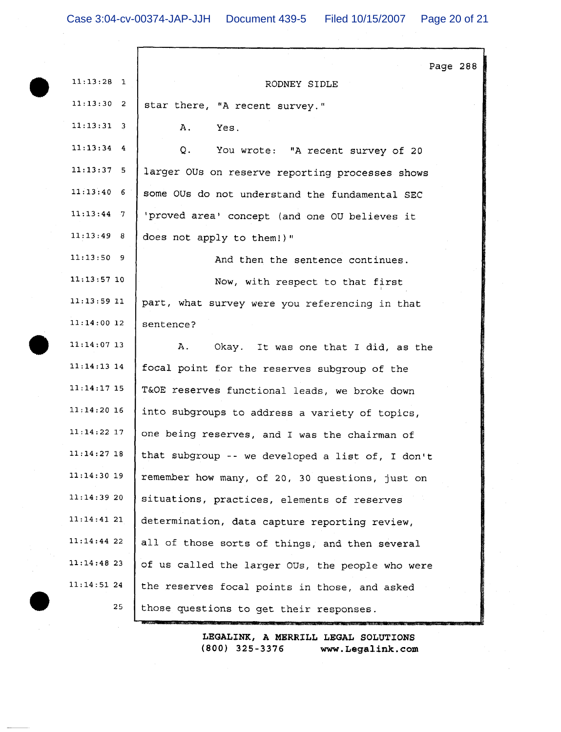Page 288

RODNEY SIDLE

star there, "A recent survey."

A. Yes.

Q. You wrote: "A recent survey of 20 larger OUs on reserve reporting processes shows some OUs do not understand the fundamental SEC 'proved area' concept (and one OU believes it does not apply to them!)"

And then the sentence continues.

Now, with respect to that first part, what survey were you referencing in that sentence?

A. Okay. It was one that I did, as the focal point for the reserves subgroup of the T&OE reserves functional leads, we broke down into subgroups to address a variety of topics, one being reserves, and I was the chairman of that subgroup -- we developed a list of, I don't remember how many, of 20, 30 questions, just on situations, practices, elements of reserves determination, data capture reporting review, all of those sorts of things, and then several of us called the larger OUs, the people who were the reserves focal points in those, and asked those questions to get their responses.

LEGALINK, A MERRILL LEGAL SOLUTIONS
(800) 325-3376 www.Legalink.com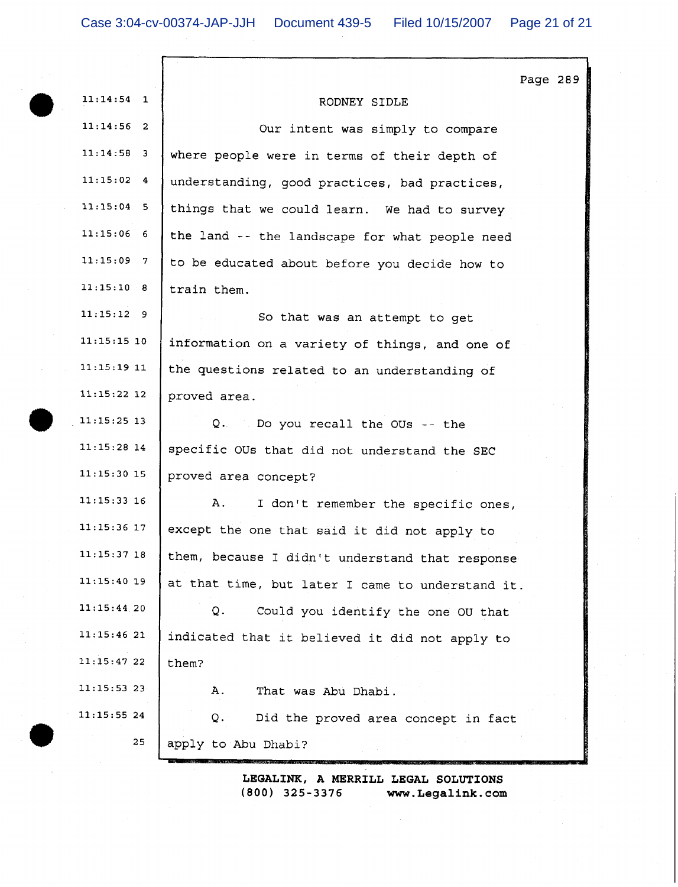Page 289

RODNEY SIDLE

Our intent was simply to compare where people were in terms of their depth of understanding, good practices, bad practices, things that we could learn. We had to survey the land -- the landscape for what people need to be educated about before you decide how to train them.

So that was an attempt to get information on a variety of things, and one of the questions related to an understanding of proved area.

Q. Do you recall the OUs -- the specific OUs that did not understand the SEC proved area concept?

A. I don't remember the specific ones, except the one that said it did not apply to them, because I didn't understand that response at that time, but later I came to understand it.

Q. Could you identify the one OU that indicated that it believed it did not apply to them?

A. That was Abu Dhabi.

Q. Did the proved area concept in fact apply to Abu Dhabi?

LEGALINK, A MERRILL LEGAL SOLUTIONS
(800) 325-3376 www.Legalink.com